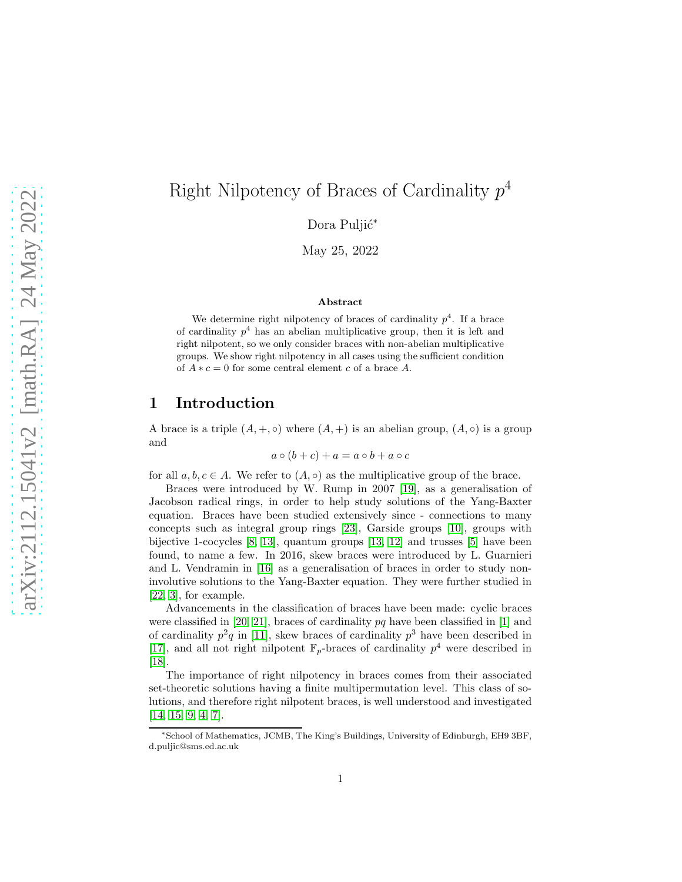# Right Nilpotency of Braces of Cardinality $p^4$

Dora Puljić*

May 25, 2022

### Abstract

We determine right nilpotency of braces of cardinality $p^4$. If a brace of cardinality $p^4$ has an abelian multiplicative group, then it is left and right nilpotent, so we only consider braces with non-abelian multiplicative groups. We show right nilpotency in all cases using the sufficient condition of $A * c = 0$ for some central element $c$ of a brace $A$.

## 1 Introduction

A brace is a triple $(A, +, \circ)$ where $(A, +)$ is an abelian group, $(A, \circ)$ is a group and

$$a \circ (b + c) + a = a \circ b + a \circ c$$

for all $a, b, c \in A$. We refer to $(A, \circ)$ as the multiplicative group of the brace.

Braces were introduced by W. Rump in 2007 [19], as a generalisation of Jacobson radical rings, in order to help study solutions of the Yang-Baxter equation. Braces have been studied extensively since - connections to many concepts such as integral group rings [23], Garside groups [10], groups with bijective 1-cocycles [8, 13], quantum groups [13, 12] and trusses [5] have been found, to name a few. In 2016, skew braces were introduced by L. Guarnieri and L. Vendramin in [16] as a generalisation of braces in order to study non-involutive solutions to the Yang-Baxter equation. They were further studied in [22, 3], for example.

Advancements in the classification of braces have been made: cyclic braces were classified in [20, 21], braces of cardinality $pq$ have been classified in [1] and of cardinality $p^2q$ in [11], skew braces of cardinality $p^3$ have been described in [17], and all not right nilpotent $\mathbb{F}_p$-braces of cardinality $p^4$ were described in [18].

The importance of right nilpotency in braces comes from their associated set-theoretic solutions having a finite multipermutation level. This class of solutions, and therefore right nilpotent braces, is well understood and investigated [14, 15, 9, 4, 7].

*School of Mathematics, JCMB, The King's Buildings, University of Edinburgh, EH9 3BF, d.puljic@sms.ed.ac.uk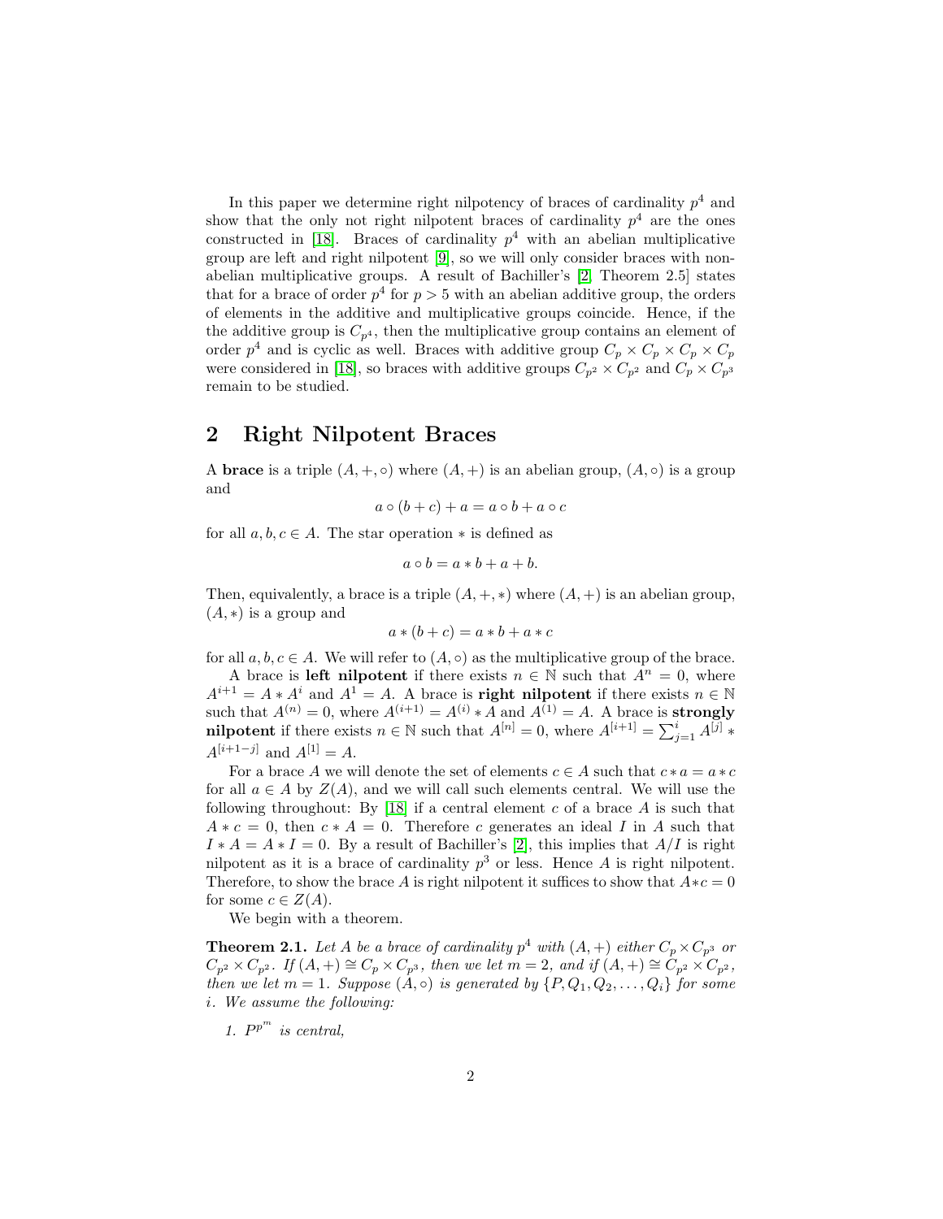In this paper we determine right nilpotency of braces of cardinality $p^4$ and show that the only not right nilpotent braces of cardinality $p^4$ are the ones constructed in [18]. Braces of cardinality $p^4$ with an abelian multiplicative group are left and right nilpotent [9], so we will only consider braces with non-abelian multiplicative groups. A result of Bachiller's [2, Theorem 2.5] states that for a brace of order $p^4$ for $p > 5$ with an abelian additive group, the orders of elements in the additive and multiplicative groups coincide. Hence, if the the additive group is $C_{p^4}$, then the multiplicative group contains an element of order $p^4$ and is cyclic as well. Braces with additive group $C_p \times C_p \times C_p \times C_p$ were considered in [18], so braces with additive groups $C_{p^2} \times C_{p^2}$ and $C_p \times C_{p^3}$ remain to be studied.

## 2 Right Nilpotent Braces

A **brace** is a triple $(A, +, \circ)$ where $(A, +)$ is an abelian group, $(A, \circ)$ is a group and

$$a \circ (b + c) + a = a \circ b + a \circ c$$

for all $a, b, c \in A$. The star operation $*$ is defined as

$$a \circ b = a * b + a + b.$$

Then, equivalently, a brace is a triple $(A, +, *)$ where $(A, +)$ is an abelian group, $(A, *)$ is a group and

$$a * (b + c) = a * b + a * c$$

for all $a, b, c \in A$. We will refer to $(A, \circ)$ as the multiplicative group of the brace.

A brace is **left nilpotent** if there exists $n \in \mathbb{N}$ such that $A^n = 0$, where $A^{i+1} = A * A^i$ and $A^1 = A$. A brace is **right nilpotent** if there exists $n \in \mathbb{N}$ such that $A^{(n)} = 0$, where $A^{(i+1)} = A^{(i)} * A$ and $A^{(1)} = A$. A brace is **strongly nilpotent** if there exists $n \in \mathbb{N}$ such that $A^{[n]} = 0$, where $A^{[i+1]} = \sum_{j=1}^{i} A^{[j]} * A^{[i+1-j]}$ and $A^{[1]} = A$.

For a brace $A$ we will denote the set of elements $c \in A$ such that $c * a = a * c$ for all $a \in A$ by $Z(A)$, and we will call such elements central. We will use the following throughout: By [18] if a central element $c$ of a brace $A$ is such that $A * c = 0$, then $c * A = 0$. Therefore $c$ generates an ideal $I$ in $A$ such that $I * A = A * I = 0$. By a result of Bachiller's [2], this implies that $A/I$ is right nilpotent as it is a brace of cardinality $p^3$ or less. Hence $A$ is right nilpotent. Therefore, to show the brace $A$ is right nilpotent it suffices to show that $A * c = 0$ for some $c \in Z(A)$.

We begin with a theorem.

**Theorem 2.1.** *Let $A$ be a brace of cardinality $p^4$ with $(A, +)$ either $C_p \times C_{p^3}$ or $C_{p^2} \times C_{p^2}$. If $(A, +) \cong C_p \times C_{p^3}$, then we let $m = 2$, and if $(A, +) \cong C_{p^2} \times C_{p^2}$, then we let $m = 1$. Suppose $(A, \circ)$ is generated by $\{P, Q_1, Q_2, \ldots, Q_i\}$ for some $i$. We assume the following:*

1. *$P^{p^m}$ is central,*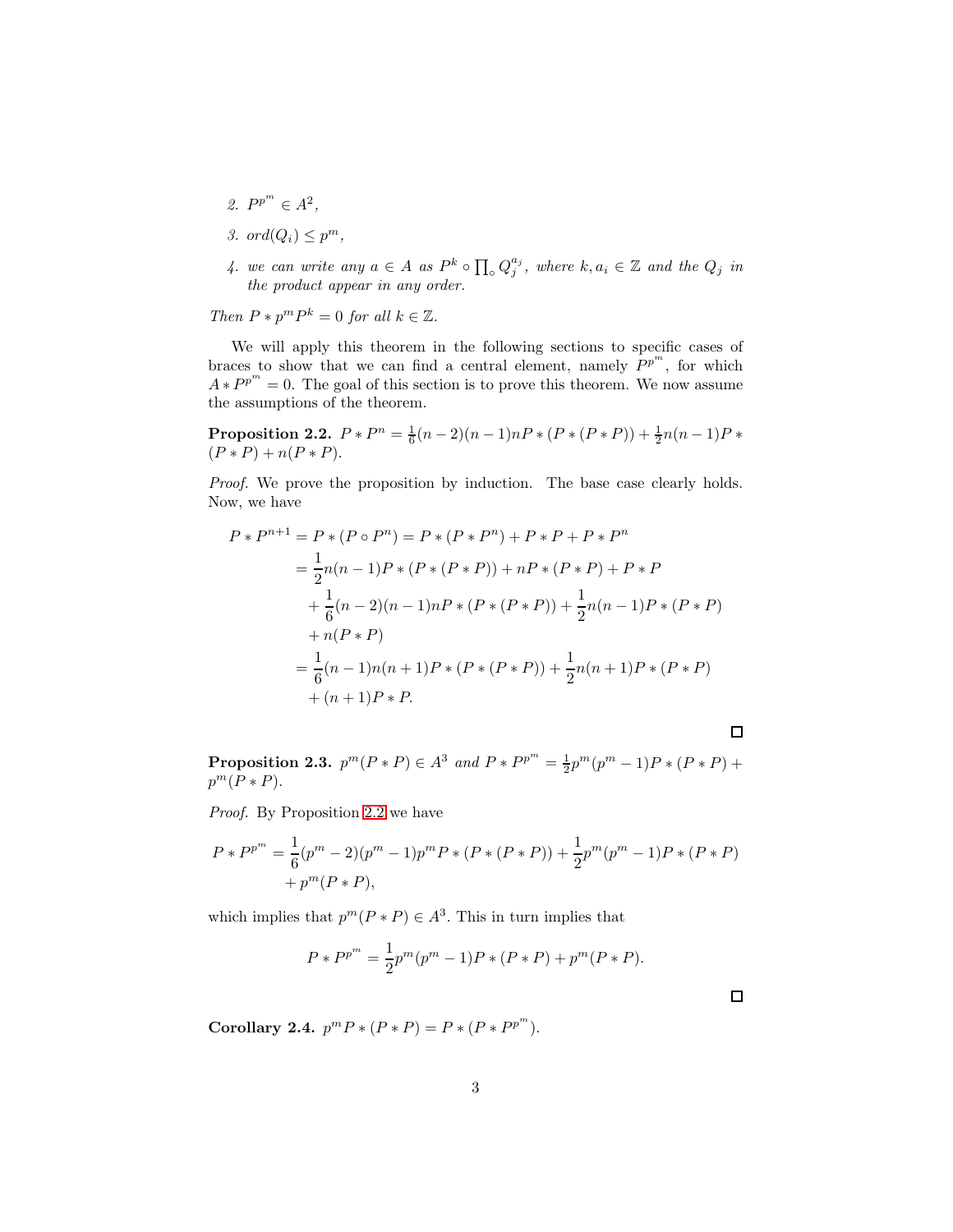2. $P^{p^m} \in A^2$,

3. $ord(Q_i) \leq p^m$,

4. *we can write any* $a \in A$ *as* $P^k \circ \prod_\circ Q_j^{a_j}$*, where* $k, a_i \in \mathbb{Z}$ *and the* $Q_j$ *in the product appear in any order.*

*Then* $P * p^m P^k = 0$ *for all* $k \in \mathbb{Z}$.

We will apply this theorem in the following sections to specific cases of braces to show that we can find a central element, namely $P^{p^m}$, for which $A * P^{p^m} = 0$. The goal of this section is to prove this theorem. We now assume the assumptions of the theorem.

**Proposition 2.2.** $P * P^n = \frac{1}{6}(n-2)(n-1)nP * (P * (P * P)) + \frac{1}{2}n(n-1)P * (P * P) + n(P * P)$.

*Proof.* We prove the proposition by induction. The base case clearly holds. Now, we have

$$
\begin{aligned}
P * P^{n+1} = P * (P \circ P^n) &= P * (P * P^n) + P * P + P * P^n \\
&= \frac{1}{2}n(n-1)P * (P * (P * P)) + nP * (P * P) + P * P \\
&\quad + \frac{1}{6}(n-2)(n-1)nP * (P * (P * P)) + \frac{1}{2}n(n-1)P * (P * P) \\
&\quad + n(P * P) \\
&= \frac{1}{6}(n-1)n(n+1)P * (P * (P * P)) + \frac{1}{2}n(n+1)P * (P * P) \\
&\quad + (n+1)P * P.
\end{aligned}
$$

□

**Proposition 2.3.** $p^m(P * P) \in A^3$ *and* $P * P^{p^m} = \frac{1}{2}p^m(p^m - 1)P * (P * P) + p^m(P * P)$.

*Proof.* By Proposition 2.2 we have

$$
\begin{aligned}
P * P^{p^m} &= \frac{1}{6}(p^m - 2)(p^m - 1)p^m P * (P * (P * P)) + \frac{1}{2}p^m(p^m - 1)P * (P * P) \\
&\quad + p^m(P * P),
\end{aligned}
$$

which implies that $p^m(P * P) \in A^3$. This in turn implies that

$$
P * P^{p^m} = \frac{1}{2}p^m(p^m - 1)P * (P * P) + p^m(P * P).
$$

□

**Corollary 2.4.** $p^m P * (P * P) = P * (P * P^{p^m})$.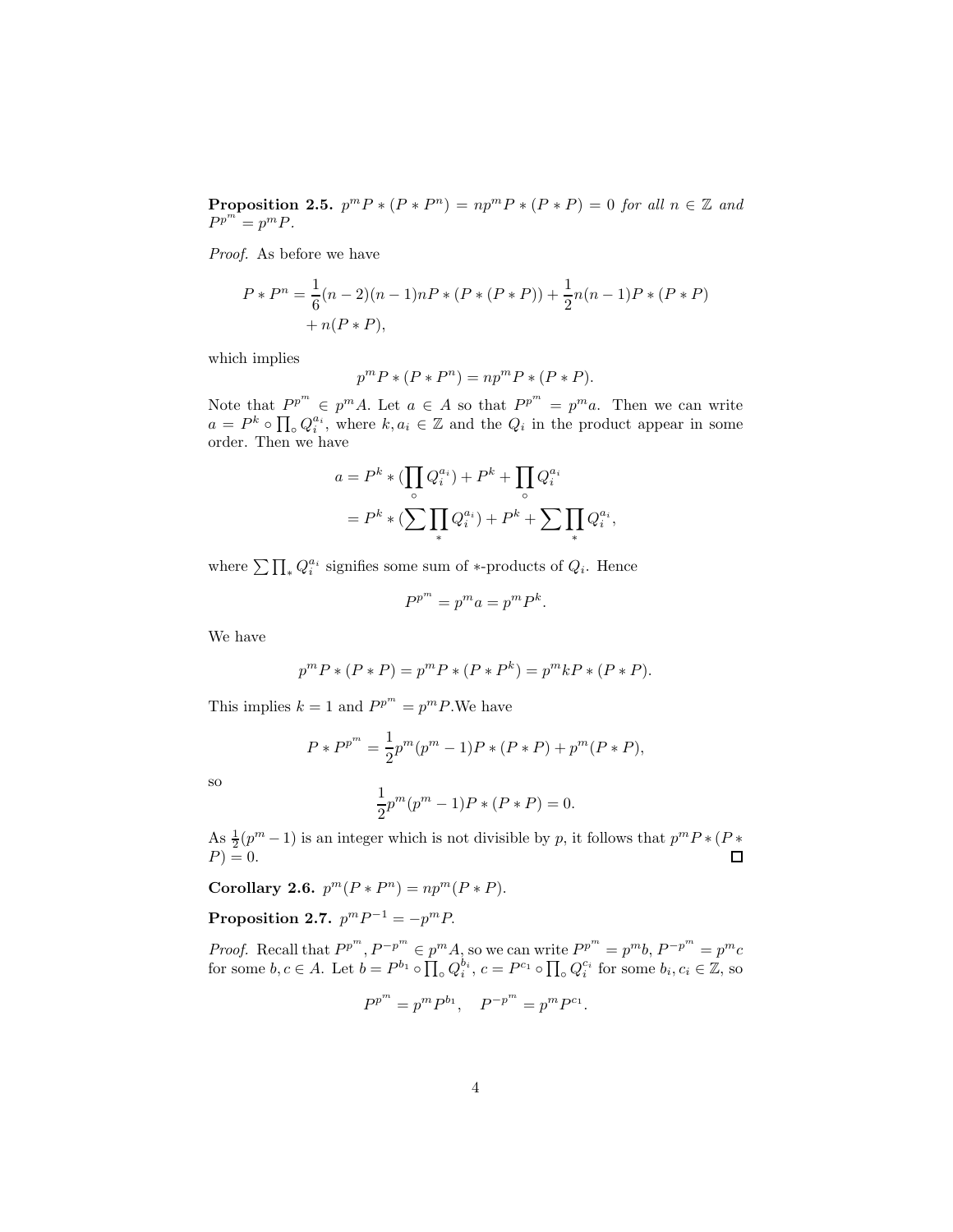**Proposition 2.5.** *$p^m P * (P * P^n) = np^m P * (P * P) = 0$ for all $n \in \mathbb{Z}$ and $P^{p^m} = p^m P$.*

*Proof.* As before we have

$$P * P^n = \frac{1}{6}(n-2)(n-1)nP * (P * (P * P)) + \frac{1}{2}n(n-1)P * (P * P) + n(P * P),$$

which implies

$$p^m P * (P * P^n) = np^m P * (P * P).$$

Note that $P^{p^m} \in p^m A$. Let $a \in A$ so that $P^{p^m} = p^m a$. Then we can write $a = P^k \circ \prod_\circ Q_i^{a_i}$, where $k, a_i \in \mathbb{Z}$ and the $Q_i$ in the product appear in some order. Then we have

$$\begin{aligned} a &= P^k * (\prod_\circ Q_i^{a_i}) + P^k + \prod_\circ Q_i^{a_i} \\ &= P^k * (\sum \prod_* Q_i^{a_i}) + P^k + \sum \prod_* Q_i^{a_i}, \end{aligned}$$

where $\sum \prod_* Q_i^{a_i}$ signifies some sum of $*$-products of $Q_i$. Hence

$$P^{p^m} = p^m a = p^m P^k.$$

We have

$$p^m P * (P * P) = p^m P * (P * P^k) = p^m k P * (P * P).$$

This implies $k = 1$ and $P^{p^m} = p^m P$.We have

$$P * P^{p^m} = \frac{1}{2}p^m(p^m - 1)P * (P * P) + p^m(P * P),$$

so

$$\frac{1}{2}p^m(p^m - 1)P * (P * P) = 0.$$

As $\frac{1}{2}(p^m - 1)$ is an integer which is not divisible by $p$, it follows that $p^m P * (P * P) = 0$. ☐

**Corollary 2.6.** *$p^m(P * P^n) = np^m(P * P)$.*

**Proposition 2.7.** *$p^m P^{-1} = -p^m P$.*

*Proof.* Recall that $P^{p^m}, P^{-p^m} \in p^m A$, so we can write $P^{p^m} = p^m b$, $P^{-p^m} = p^m c$ for some $b, c \in A$. Let $b = P^{b_1} \circ \prod_\circ Q_i^{b_i}$, $c = P^{c_1} \circ \prod_\circ Q_i^{c_i}$ for some $b_i, c_i \in \mathbb{Z}$, so

$$P^{p^m} = p^m P^{b_1}, \quad P^{-p^m} = p^m P^{c_1}.$$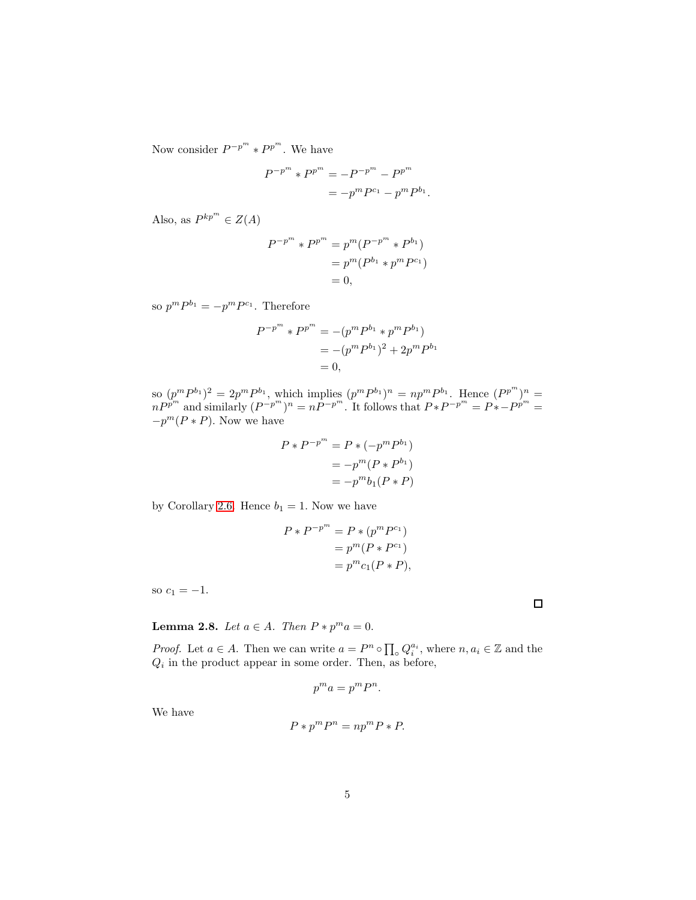Now consider $P^{-p^m} * P^{p^m}$. We have

$$
\begin{aligned}
P^{-p^m} * P^{p^m} &= -P^{-p^m} - P^{p^m} \\
&= -p^m P^{c_1} - p^m P^{b_1}.
\end{aligned}
$$

Also, as $P^{kp^m} \in Z(A)$

$$
\begin{aligned}
P^{-p^m} * P^{p^m} &= p^m (P^{-p^m} * P^{b_1}) \\
&= p^m (P^{b_1} * p^m P^{c_1}) \\
&= 0,
\end{aligned}
$$

so $p^m P^{b_1} = -p^m P^{c_1}$. Therefore

$$
\begin{aligned}
P^{-p^m} * P^{p^m} &= -(p^m P^{b_1} * p^m P^{b_1}) \\
&= -(p^m P^{b_1})^2 + 2p^m P^{b_1} \\
&= 0,
\end{aligned}
$$

so $(p^m P^{b_1})^2 = 2p^m P^{b_1}$, which implies $(p^m P^{b_1})^n = np^m P^{b_1}$. Hence $(P^{p^m})^n = nP^{p^m}$ and similarly $(P^{-p^m})^n = nP^{-p^m}$. It follows that $P * P^{-p^m} = P * -P^{p^m} = -p^m (P * P)$. Now we have

$$
\begin{aligned}
P * P^{-p^m} &= P * (-p^m P^{b_1}) \\
&= -p^m (P * P^{b_1}) \\
&= -p^m b_1 (P * P)
\end{aligned}
$$

by Corollary 2.6. Hence $b_1 = 1$. Now we have

$$
\begin{aligned}
P * P^{-p^m} &= P * (p^m P^{c_1}) \\
&= p^m (P * P^{c_1}) \\
&= p^m c_1 (P * P),
\end{aligned}
$$

so $c_1 = -1$.

□

**Lemma 2.8.** *Let $a \in A$. Then $P * p^m a = 0$.*

*Proof.* Let $a \in A$. Then we can write $a = P^n \circ \prod_\circ Q_i^{a_i}$, where $n, a_i \in \mathbb{Z}$ and the $Q_i$ in the product appear in some order. Then, as before,

$$
p^m a = p^m P^n.
$$

We have

$$
P * p^m P^n = np^m P * P.
$$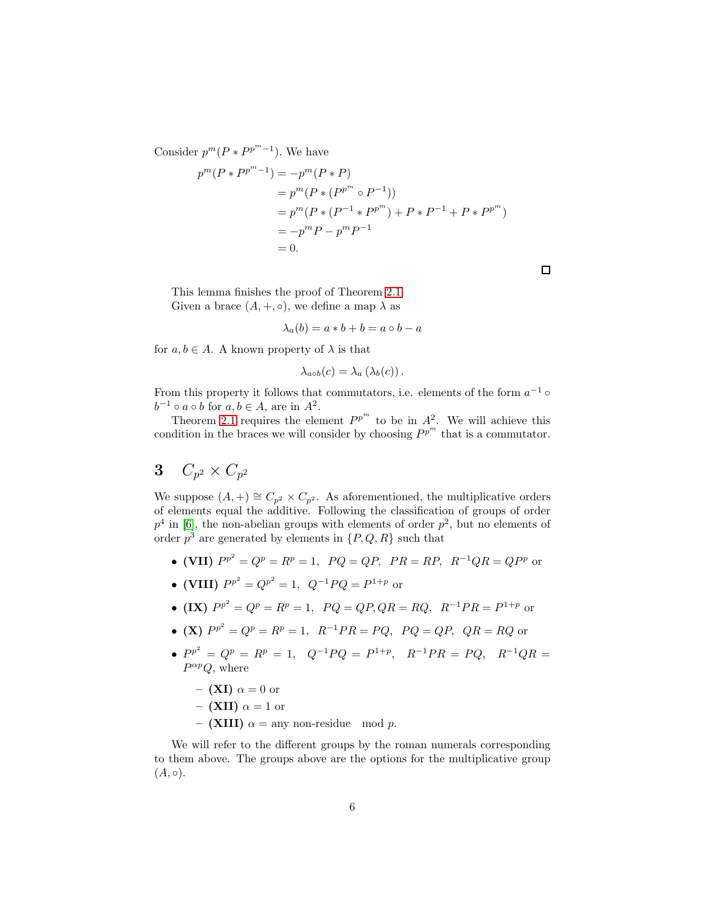Consider $p^m(P * P^{p^m-1})$. We have

$$
\begin{aligned}
p^m(P * P^{p^m-1}) &= -p^m(P * P) \\
&= p^m(P * (P^{p^m} \circ P^{-1})) \\
&= p^m(P * (P^{-1} * P^{p^m}) + P * P^{-1} + P * P^{p^m}) \\
&= -p^m P - p^m P^{-1} \\
&= 0.
\end{aligned}
$$

□

This lemma finishes the proof of Theorem 2.1.

Given a brace $(A, +, \circ)$, we define a map $\lambda$ as

$$\lambda_a(b) = a * b + b = a \circ b - a$$

for $a, b \in A$. A known property of $\lambda$ is that

$$\lambda_{a \circ b}(c) = \lambda_a(\lambda_b(c)).$$

From this property it follows that commutators, i.e. elements of the form $a^{-1} \circ b^{-1} \circ a \circ b$ for $a, b \in A$, are in $A^2$.

Theorem 2.1 requires the element $P^{p^m}$ to be in $A^2$. We will achieve this condition in the braces we will consider by choosing $P^{p^m}$ that is a commutator.

# 3 $C_{p^2} \times C_{p^2}$

We suppose $(A, +) \cong C_{p^2} \times C_{p^2}$. As aforementioned, the multiplicative orders of elements equal the additive. Following the classification of groups of order $p^4$ in [6], the non-abelian groups with elements of order $p^2$, but no elements of order $p^3$ are generated by elements in $\{P, Q, R\}$ such that

- **(VII)** $P^{p^2} = Q^p = R^p = 1,\ \ PQ = QP,\ \ PR = RP,\ \ R^{-1}QR = QP^p$ or
- **(VIII)** $P^{p^2} = Q^{p^2} = 1,\ \ Q^{-1}PQ = P^{1+p}$ or
- **(IX)** $P^{p^2} = Q^p = R^p = 1,\ \ PQ = QP, QR = RQ,\ \ R^{-1}PR = P^{1+p}$ or
- **(X)** $P^{p^2} = Q^p = R^p = 1,\ \ R^{-1}PR = PQ,\ \ PQ = QP,\ \ QR = RQ$ or
- $P^{p^2} = Q^p = R^p = 1,\ \ Q^{-1}PQ = P^{1+p},\ \ R^{-1}PR = PQ,\ \ R^{-1}QR = P^{\alpha p}Q$, where
  - **(XI)** $\alpha = 0$ or
  - **(XII)** $\alpha = 1$ or
  - **(XIII)** $\alpha =$ any non-residue $\mod p$.

We will refer to the different groups by the roman numerals corresponding to them above. The groups above are the options for the multiplicative group $(A, \circ)$.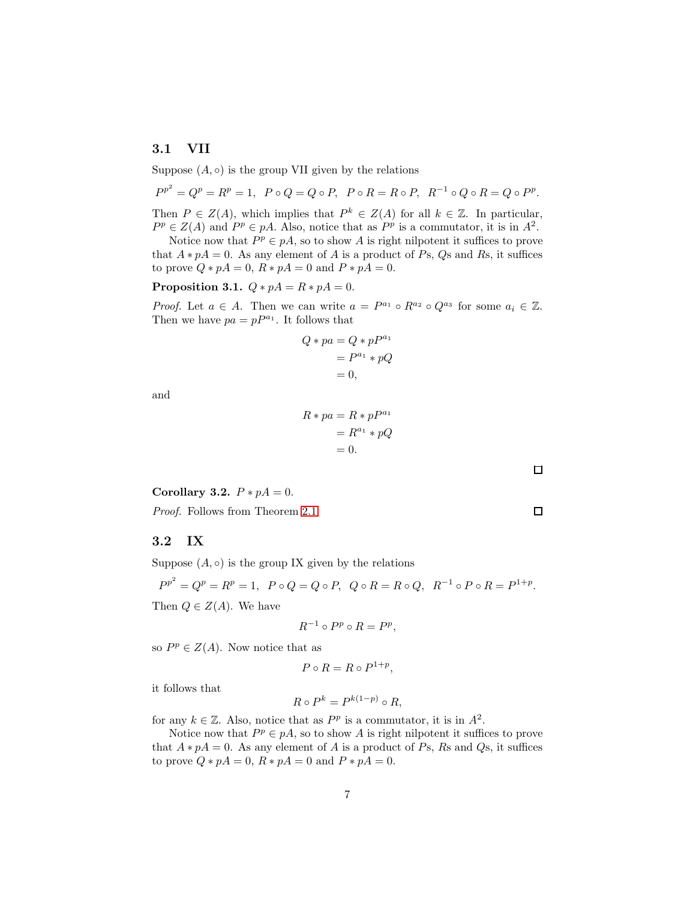### 3.1 VII

Suppose $(A, \circ)$ is the group VII given by the relations

$$P^{p^2} = Q^p = R^p = 1, \ \ P \circ Q = Q \circ P, \ \ P \circ R = R \circ P, \ \ R^{-1} \circ Q \circ R = Q \circ P^p.$$

Then $P \in Z(A)$, which implies that $P^k \in Z(A)$ for all $k \in \mathbb{Z}$. In particular, $P^p \in Z(A)$ and $P^p \in pA$. Also, notice that as $P^p$ is a commutator, it is in $A^2$.

Notice now that $P^p \in pA$, so to show $A$ is right nilpotent it suffices to prove that $A * pA = 0$. As any element of $A$ is a product of $P$s, $Q$s and $R$s, it suffices to prove $Q * pA = 0$, $R * pA = 0$ and $P * pA = 0$.

**Proposition 3.1.** $Q * pA = R * pA = 0$.

*Proof.* Let $a \in A$. Then we can write $a = P^{a_1} \circ R^{a_2} \circ Q^{a_3}$ for some $a_i \in \mathbb{Z}$. Then we have $pa = pP^{a_1}$. It follows that

$$\begin{aligned} Q * pa &= Q * pP^{a_1} \\ &= P^{a_1} * pQ \\ &= 0, \end{aligned}$$

and

$$\begin{aligned} R * pa &= R * pP^{a_1} \\ &= R^{a_1} * pQ \\ &= 0. \end{aligned}$$

□

**Corollary 3.2.** $P * pA = 0$.

*Proof.* Follows from Theorem 2.1 □

### 3.2 IX

Suppose $(A, \circ)$ is the group IX given by the relations

$$P^{p^2} = Q^p = R^p = 1, \ \ P \circ Q = Q \circ P, \ \ Q \circ R = R \circ Q, \ \ R^{-1} \circ P \circ R = P^{1+p}.$$

Then $Q \in Z(A)$. We have

$$R^{-1} \circ P^p \circ R = P^p,$$

so $P^p \in Z(A)$. Now notice that as

$$P \circ R = R \circ P^{1+p},$$

it follows that

$$R \circ P^k = P^{k(1-p)} \circ R,$$

for any $k \in \mathbb{Z}$. Also, notice that as $P^p$ is a commutator, it is in $A^2$.

Notice now that $P^p \in pA$, so to show $A$ is right nilpotent it suffices to prove that $A * pA = 0$. As any element of $A$ is a product of $P$s, $R$s and $Q$s, it suffices to prove $Q * pA = 0$, $R * pA = 0$ and $P * pA = 0$.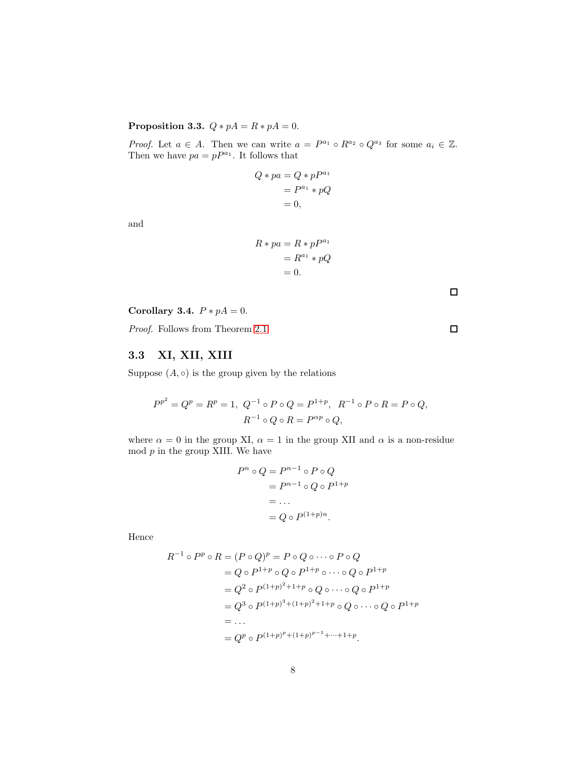**Proposition 3.3.** $Q * pA = R * pA = 0$.

*Proof.* Let $a \in A$. Then we can write $a = P^{a_1} \circ R^{a_2} \circ Q^{a_3}$ for some $a_i \in \mathbb{Z}$. Then we have $pa = pP^{a_1}$. It follows that

$$\begin{aligned} Q * pa &= Q * pP^{a_1} \\ &= P^{a_1} * pQ \\ &= 0, \end{aligned}$$

and

$$\begin{aligned} R * pa &= R * pP^{a_1} \\ &= R^{a_1} * pQ \\ &= 0. \end{aligned}$$

□

**Corollary 3.4.** $P * pA = 0$.

*Proof.* Follows from Theorem 2.1 □

### 3.3 XI, XII, XIII

Suppose $(A, \circ)$ is the group given by the relations

$$P^{p^2} = Q^p = R^p = 1, \; Q^{-1} \circ P \circ Q = P^{1+p}, \;\; R^{-1} \circ P \circ R = P \circ Q,$$
$$R^{-1} \circ Q \circ R = P^{\alpha p} \circ Q,$$

where $\alpha = 0$ in the group XI, $\alpha = 1$ in the group XII and $\alpha$ is a non-residue mod $p$ in the group XIII. We have

$$\begin{aligned} P^n \circ Q &= P^{n-1} \circ P \circ Q \\ &= P^{n-1} \circ Q \circ P^{1+p} \\ &= \dots \\ &= Q \circ P^{(1+p)n}. \end{aligned}$$

Hence

$$\begin{aligned} R^{-1} \circ P^p \circ R = (P \circ Q)^p &= P \circ Q \circ \dots \circ P \circ Q \\ &= Q \circ P^{1+p} \circ Q \circ P^{1+p} \circ \dots \circ Q \circ P^{1+p} \\ &= Q^2 \circ P^{(1+p)^2+1+p} \circ Q \circ \dots \circ Q \circ P^{1+p} \\ &= Q^3 \circ P^{(1+p)^3+(1+p)^2+1+p} \circ Q \circ \dots \circ Q \circ P^{1+p} \\ &= \dots \\ &= Q^p \circ P^{(1+p)^p+(1+p)^{p-1}+\dots+1+p}. \end{aligned}$$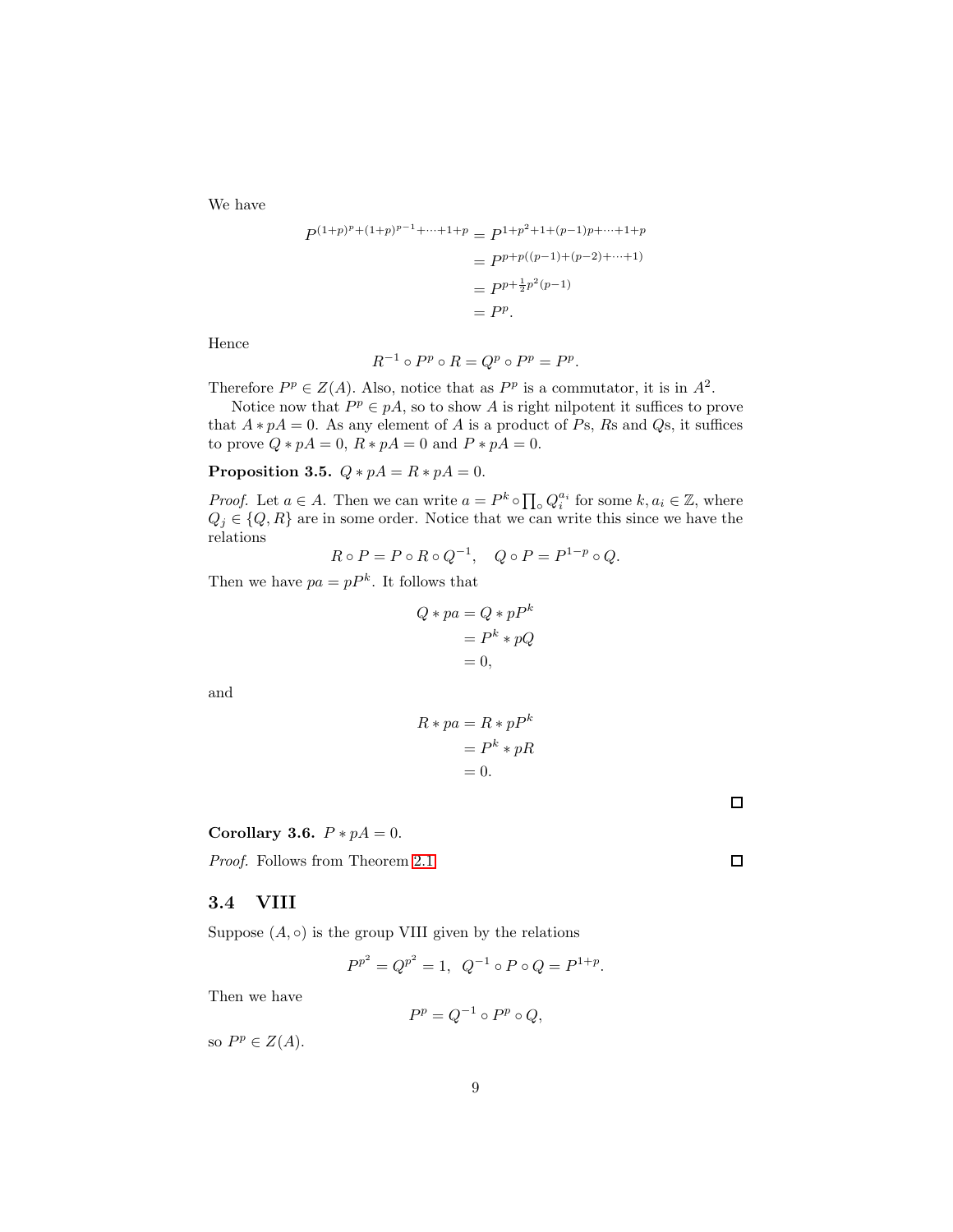We have

$$
\begin{aligned}
P^{(1+p)^p+(1+p)^{p-1}+\cdots+1+p} &= P^{1+p^2+1+(p-1)p+\cdots+1+p} \\
&= P^{p+p((p-1)+(p-2)+\cdots+1)} \\
&= P^{p+\frac{1}{2}p^2(p-1)} \\
&= P^p.
\end{aligned}
$$

Hence

$$
R^{-1} \circ P^p \circ R = Q^p \circ P^p = P^p.
$$

Therefore $P^p \in Z(A)$. Also, notice that as $P^p$ is a commutator, it is in $A^2$.

Notice now that $P^p \in pA$, so to show $A$ is right nilpotent it suffices to prove that $A * pA = 0$. As any element of $A$ is a product of $P$s, $R$s and $Q$s, it suffices to prove $Q * pA = 0$, $R * pA = 0$ and $P * pA = 0$.

**Proposition 3.5.** $Q * pA = R * pA = 0$.

*Proof.* Let $a \in A$. Then we can write $a = P^k \circ \prod_\circ Q_i^{a_i}$ for some $k, a_i \in \mathbb{Z}$, where $Q_j \in \{Q, R\}$ are in some order. Notice that we can write this since we have the relations

$$
R \circ P = P \circ R \circ Q^{-1}, \quad Q \circ P = P^{1-p} \circ Q.
$$

Then we have $pa = pP^k$. It follows that

$$
\begin{aligned}
Q * pa &= Q * pP^k \\
&= P^k * pQ \\
&= 0,
\end{aligned}
$$

and

$$
\begin{aligned}
R * pa &= R * pP^k \\
&= P^k * pR \\
&= 0.
\end{aligned}
$$

□

**Corollary 3.6.** $P * pA = 0$.

*Proof.* Follows from Theorem 2.1. □

## 3.4 VIII

Suppose $(A, \circ)$ is the group VIII given by the relations

$$
P^{p^2} = Q^{p^2} = 1, \;\; Q^{-1} \circ P \circ Q = P^{1+p}.
$$

Then we have

$$
P^p = Q^{-1} \circ P^p \circ Q,
$$

so $P^p \in Z(A)$.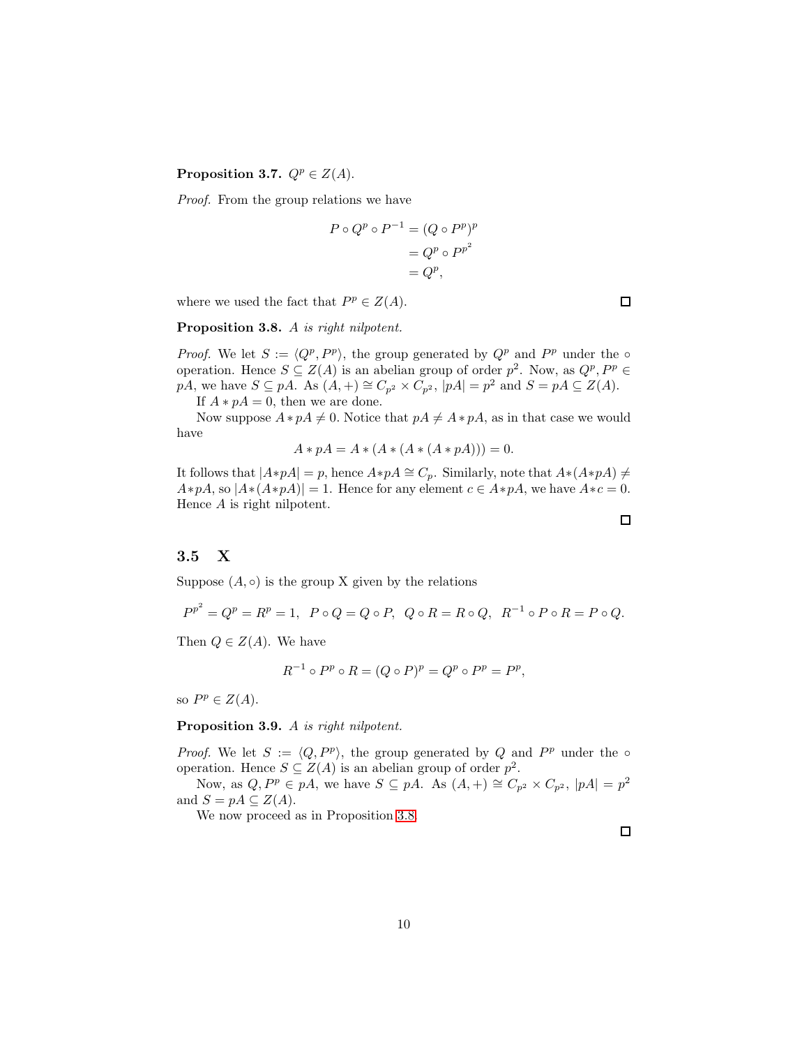**Proposition 3.7.** $Q^p \in Z(A)$.

*Proof.* From the group relations we have

$$\begin{aligned} P \circ Q^p \circ P^{-1} &= (Q \circ P^p)^p \\ &= Q^p \circ P^{p^2} \\ &= Q^p, \end{aligned}$$

where we used the fact that $P^p \in Z(A)$. $\square$

**Proposition 3.8.** *A is right nilpotent.*

*Proof.* We let $S := \langle Q^p, P^p \rangle$, the group generated by $Q^p$ and $P^p$ under the $\circ$ operation. Hence $S \subseteq Z(A)$ is an abelian group of order $p^2$. Now, as $Q^p, P^p \in pA$, we have $S \subseteq pA$. As $(A, +) \cong C_{p^2} \times C_{p^2}$, $|pA| = p^2$ and $S = pA \subseteq Z(A)$.

If $A * pA = 0$, then we are done.

Now suppose $A * pA \neq 0$. Notice that $pA \neq A * pA$, as in that case we would have

$$A * pA = A * (A * (A * (A * pA))) = 0.$$

It follows that $|A * pA| = p$, hence $A * pA \cong C_p$. Similarly, note that $A * (A * pA) \neq A * pA$, so $|A * (A * pA)| = 1$. Hence for any element $c \in A * pA$, we have $A * c = 0$. Hence $A$ is right nilpotent. $\square$

### 3.5 X

Suppose $(A, \circ)$ is the group X given by the relations

$$P^{p^2} = Q^p = R^p = 1, \;\; P \circ Q = Q \circ P, \;\; Q \circ R = R \circ Q, \;\; R^{-1} \circ P \circ R = P \circ Q.$$

Then $Q \in Z(A)$. We have

$$R^{-1} \circ P^p \circ R = (Q \circ P)^p = Q^p \circ P^p = P^p,$$

so $P^p \in Z(A)$.

**Proposition 3.9.** *A is right nilpotent.*

*Proof.* We let $S := \langle Q, P^p \rangle$, the group generated by $Q$ and $P^p$ under the $\circ$ operation. Hence $S \subseteq Z(A)$ is an abelian group of order $p^2$.

Now, as $Q, P^p \in pA$, we have $S \subseteq pA$. As $(A, +) \cong C_{p^2} \times C_{p^2}$, $|pA| = p^2$ and $S = pA \subseteq Z(A)$.

We now proceed as in Proposition 3.8. $\square$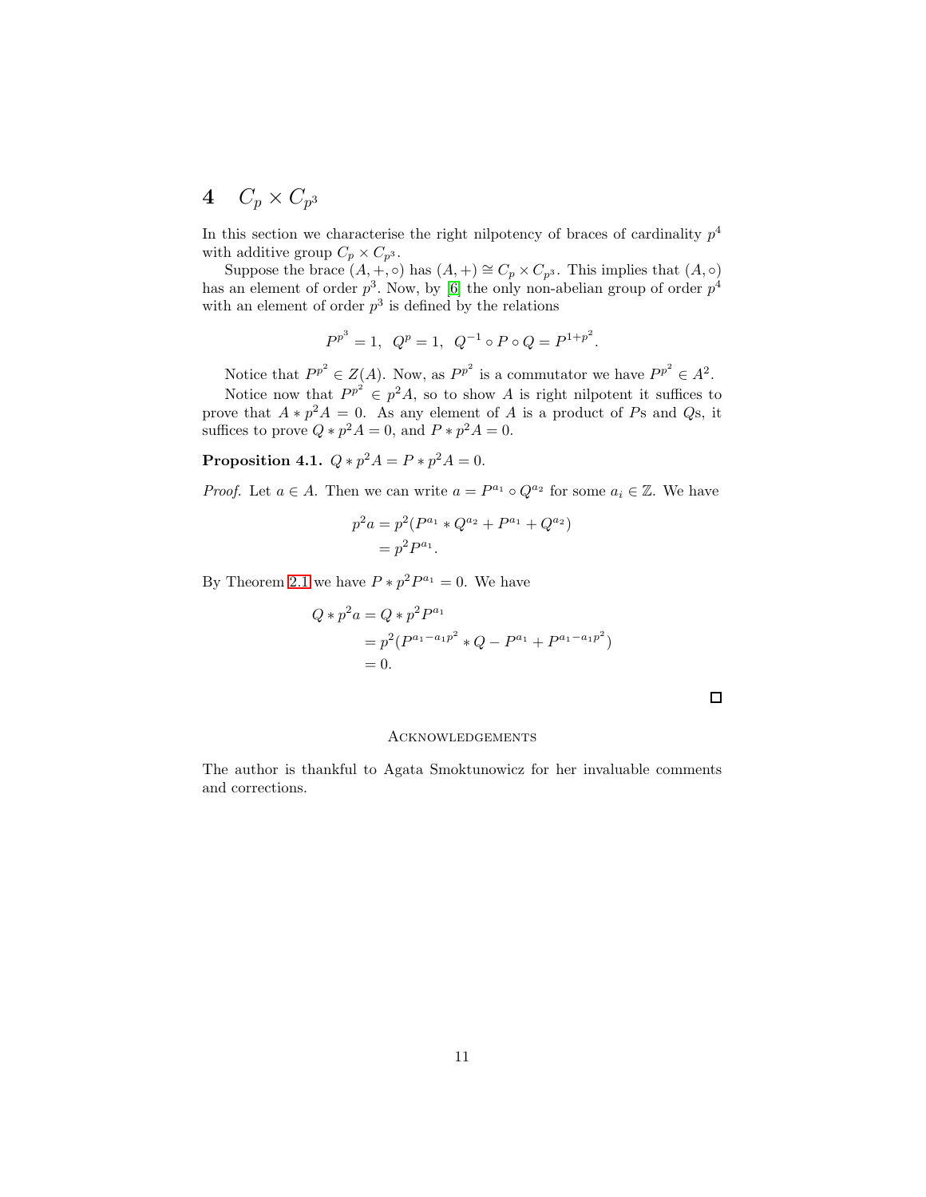# 4 $C_p \times C_{p^3}$

In this section we characterise the right nilpotency of braces of cardinality $p^4$ with additive group $C_p \times C_{p^3}$.

Suppose the brace $(A, +, \circ)$ has $(A, +) \cong C_p \times C_{p^3}$. This implies that $(A, \circ)$ has an element of order $p^3$. Now, by [6] the only non-abelian group of order $p^4$ with an element of order $p^3$ is defined by the relations

$$P^{p^3} = 1, \;\; Q^p = 1, \;\; Q^{-1} \circ P \circ Q = P^{1+p^2}.$$

Notice that $P^{p^2} \in Z(A)$. Now, as $P^{p^2}$ is a commutator we have $P^{p^2} \in A^2$.

Notice now that $P^{p^2} \in p^2 A$, so to show $A$ is right nilpotent it suffices to prove that $A * p^2 A = 0$. As any element of $A$ is a product of $P$s and $Q$s, it suffices to prove $Q * p^2 A = 0$, and $P * p^2 A = 0$.

**Proposition 4.1.** $Q * p^2 A = P * p^2 A = 0$.

*Proof.* Let $a \in A$. Then we can write $a = P^{a_1} \circ Q^{a_2}$ for some $a_i \in \mathbb{Z}$. We have

$$\begin{aligned} p^2 a &= p^2 (P^{a_1} * Q^{a_2} + P^{a_1} + Q^{a_2}) \\ &= p^2 P^{a_1}. \end{aligned}$$

By Theorem 2.1 we have $P * p^2 P^{a_1} = 0$. We have

$$\begin{aligned} Q * p^2 a &= Q * p^2 P^{a_1} \\ &= p^2 (P^{a_1 - a_1 p^2} * Q - P^{a_1} + P^{a_1 - a_1 p^2}) \\ &= 0. \end{aligned}$$

□

## Acknowledgements

The author is thankful to Agata Smoktunowicz for her invaluable comments and corrections.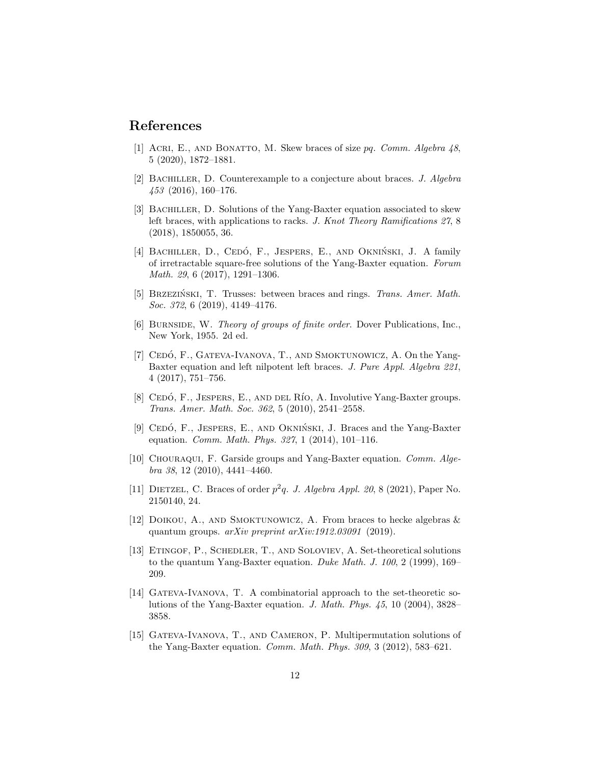## References

[1] Acri, E., and Bonatto, M. Skew braces of size $pq$. *Comm. Algebra 48*, 5 (2020), 1872–1881.

[2] Bachiller, D. Counterexample to a conjecture about braces. *J. Algebra 453* (2016), 160–176.

[3] Bachiller, D. Solutions of the Yang-Baxter equation associated to skew left braces, with applications to racks. *J. Knot Theory Ramifications 27*, 8 (2018), 1850055, 36.

[4] Bachiller, D., Cedó, F., Jespers, E., and Okniński, J. A family of irretractable square-free solutions of the Yang-Baxter equation. *Forum Math. 29*, 6 (2017), 1291–1306.

[5] Brzeziński, T. Trusses: between braces and rings. *Trans. Amer. Math. Soc. 372*, 6 (2019), 4149–4176.

[6] Burnside, W. *Theory of groups of finite order*. Dover Publications, Inc., New York, 1955. 2d ed.

[7] Cedó, F., Gateva-Ivanova, T., and Smoktunowicz, A. On the Yang-Baxter equation and left nilpotent left braces. *J. Pure Appl. Algebra 221*, 4 (2017), 751–756.

[8] Cedó, F., Jespers, E., and del Río, A. Involutive Yang-Baxter groups. *Trans. Amer. Math. Soc. 362*, 5 (2010), 2541–2558.

[9] Cedó, F., Jespers, E., and Okniński, J. Braces and the Yang-Baxter equation. *Comm. Math. Phys. 327*, 1 (2014), 101–116.

[10] Chouraqui, F. Garside groups and Yang-Baxter equation. *Comm. Algebra 38*, 12 (2010), 4441–4460.

[11] Dietzel, C. Braces of order $p^2q$. *J. Algebra Appl. 20*, 8 (2021), Paper No. 2150140, 24.

[12] Doikou, A., and Smoktunowicz, A. From braces to hecke algebras & quantum groups. *arXiv preprint arXiv:1912.03091* (2019).

[13] Etingof, P., Schedler, T., and Soloviev, A. Set-theoretical solutions to the quantum Yang-Baxter equation. *Duke Math. J. 100*, 2 (1999), 169–209.

[14] Gateva-Ivanova, T. A combinatorial approach to the set-theoretic solutions of the Yang-Baxter equation. *J. Math. Phys. 45*, 10 (2004), 3828–3858.

[15] Gateva-Ivanova, T., and Cameron, P. Multipermutation solutions of the Yang-Baxter equation. *Comm. Math. Phys. 309*, 3 (2012), 583–621.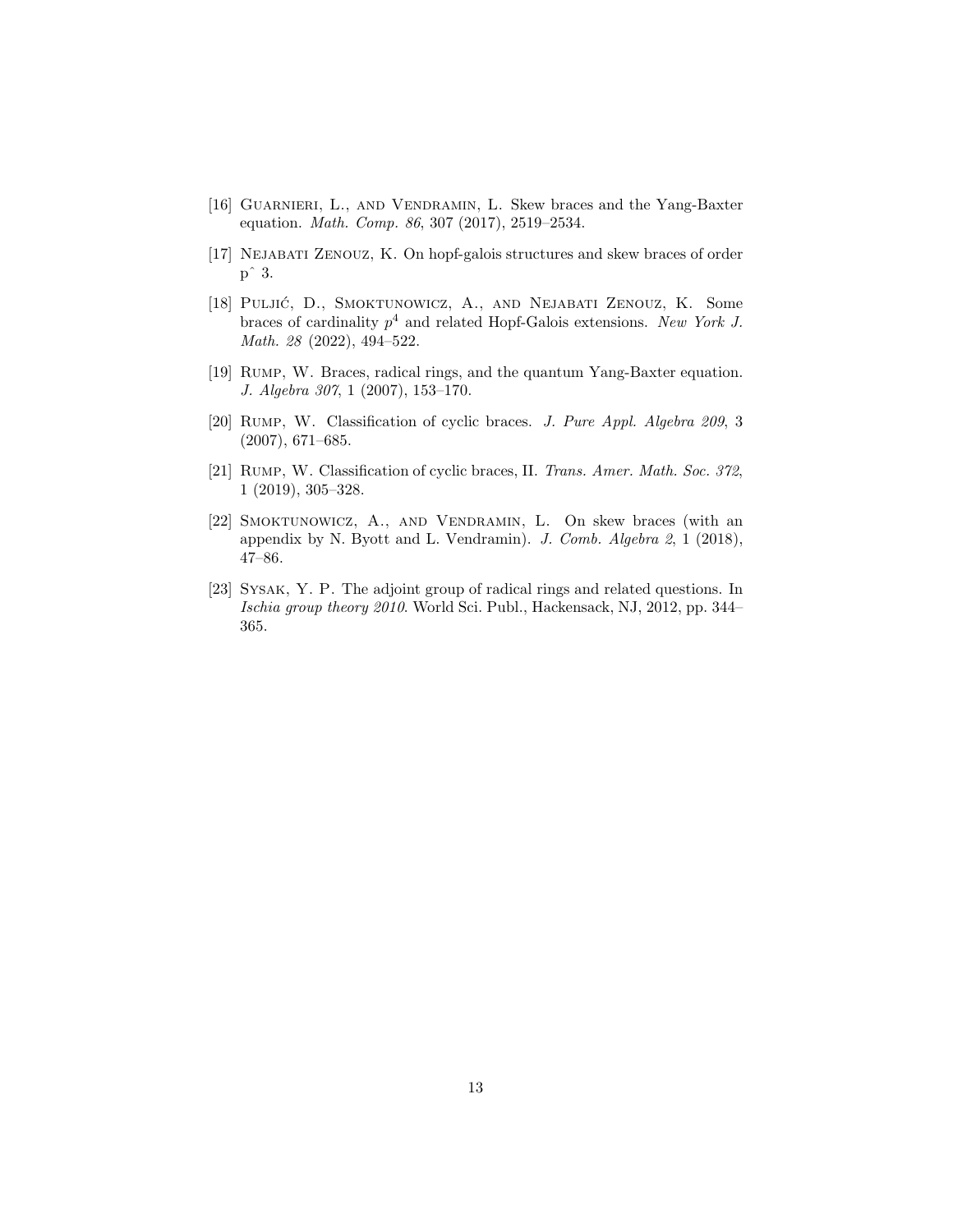[16] Guarnieri, L., and Vendramin, L. Skew braces and the Yang-Baxter equation. *Math. Comp. 86*, 307 (2017), 2519–2534.

[17] Nejabati Zenouz, K. On hopf-galois structures and skew braces of order pˆ 3.

[18] Puljić, D., Smoktunowicz, A., and Nejabati Zenouz, K. Some braces of cardinality $p^4$ and related Hopf-Galois extensions. *New York J. Math. 28* (2022), 494–522.

[19] Rump, W. Braces, radical rings, and the quantum Yang-Baxter equation. *J. Algebra 307*, 1 (2007), 153–170.

[20] Rump, W. Classification of cyclic braces. *J. Pure Appl. Algebra 209*, 3 (2007), 671–685.

[21] Rump, W. Classification of cyclic braces, II. *Trans. Amer. Math. Soc. 372*, 1 (2019), 305–328.

[22] Smoktunowicz, A., and Vendramin, L. On skew braces (with an appendix by N. Byott and L. Vendramin). *J. Comb. Algebra 2*, 1 (2018), 47–86.

[23] Sysak, Y. P. The adjoint group of radical rings and related questions. In *Ischia group theory 2010*. World Sci. Publ., Hackensack, NJ, 2012, pp. 344–365.